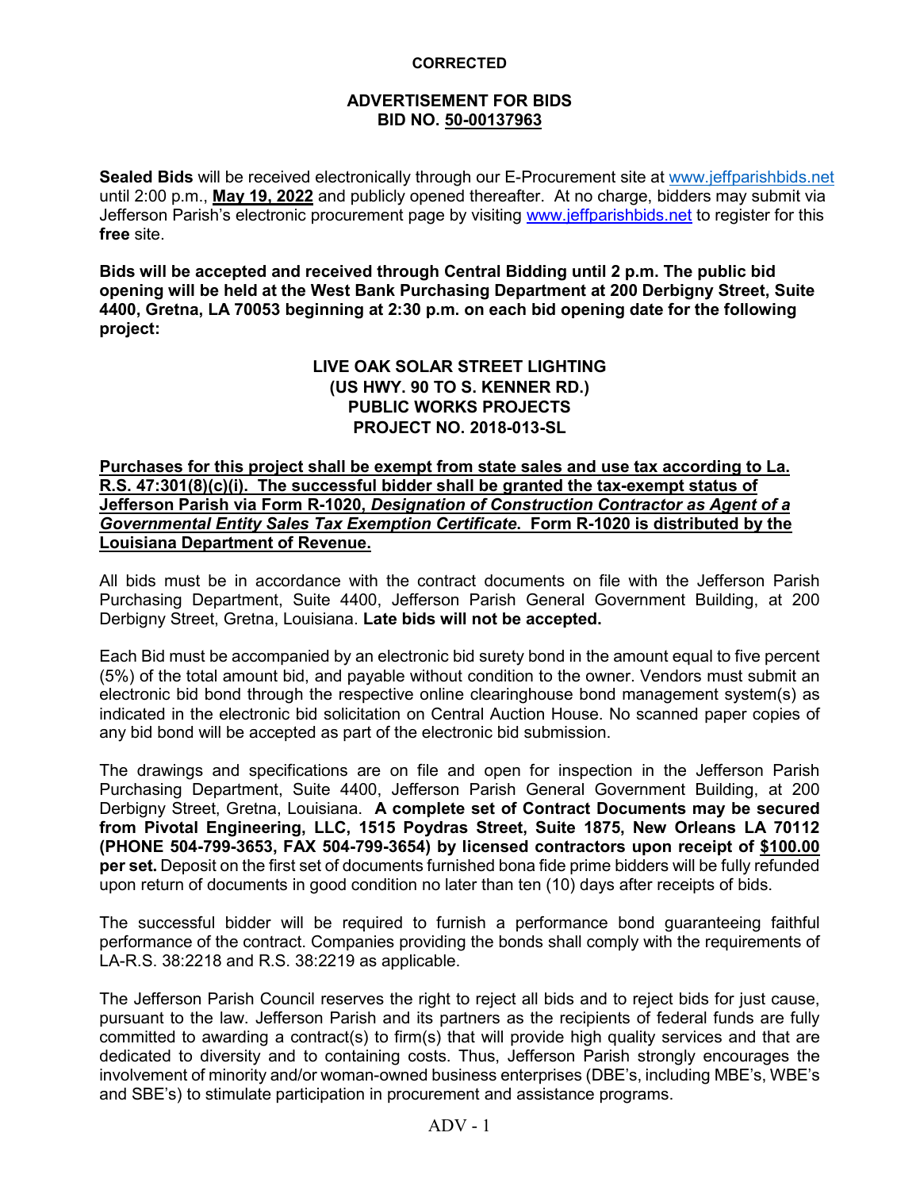**CORRECTED**

# ADVERTISEMENT FOR BIDS
## BID NO. 50-00137963

**Sealed Bids** will be received electronically through our E-Procurement site at www.jeffparishbids.net until 2:00 p.m., **May 19, 2022** and publicly opened thereafter. At no charge, bidders may submit via Jefferson Parish's electronic procurement page by visiting www.jeffparishbids.net to register for this **free** site.

**Bids will be accepted and received through Central Bidding until 2 p.m. The public bid opening will be held at the West Bank Purchasing Department at 200 Derbigny Street, Suite 4400, Gretna, LA 70053 beginning at 2:30 p.m. on each bid opening date for the following project:**

**LIVE OAK SOLAR STREET LIGHTING**
**(US HWY. 90 TO S. KENNER RD.)**
**PUBLIC WORKS PROJECTS**
**PROJECT NO. 2018-013-SL**

**Purchases for this project shall be exempt from state sales and use tax according to La. R.S. 47:301(8)(c)(i). The successful bidder shall be granted the tax-exempt status of Jefferson Parish via Form R-1020, *Designation of Construction Contractor as Agent of a Governmental Entity Sales Tax Exemption Certificate*. Form R-1020 is distributed by the Louisiana Department of Revenue.**

All bids must be in accordance with the contract documents on file with the Jefferson Parish Purchasing Department, Suite 4400, Jefferson Parish General Government Building, at 200 Derbigny Street, Gretna, Louisiana. **Late bids will not be accepted.**

Each Bid must be accompanied by an electronic bid surety bond in the amount equal to five percent (5%) of the total amount bid, and payable without condition to the owner. Vendors must submit an electronic bid bond through the respective online clearinghouse bond management system(s) as indicated in the electronic bid solicitation on Central Auction House. No scanned paper copies of any bid bond will be accepted as part of the electronic bid submission.

The drawings and specifications are on file and open for inspection in the Jefferson Parish Purchasing Department, Suite 4400, Jefferson Parish General Government Building, at 200 Derbigny Street, Gretna, Louisiana. **A complete set of Contract Documents may be secured from Pivotal Engineering, LLC, 1515 Poydras Street, Suite 1875, New Orleans LA 70112 (PHONE 504-799-3653, FAX 504-799-3654) by licensed contractors upon receipt of $100.00 per set.** Deposit on the first set of documents furnished bona fide prime bidders will be fully refunded upon return of documents in good condition no later than ten (10) days after receipts of bids.

The successful bidder will be required to furnish a performance bond guaranteeing faithful performance of the contract. Companies providing the bonds shall comply with the requirements of LA-R.S. 38:2218 and R.S. 38:2219 as applicable.

The Jefferson Parish Council reserves the right to reject all bids and to reject bids for just cause, pursuant to the law. Jefferson Parish and its partners as the recipients of federal funds are fully committed to awarding a contract(s) to firm(s) that will provide high quality services and that are dedicated to diversity and to containing costs. Thus, Jefferson Parish strongly encourages the involvement of minority and/or woman-owned business enterprises (DBE's, including MBE's, WBE's and SBE's) to stimulate participation in procurement and assistance programs.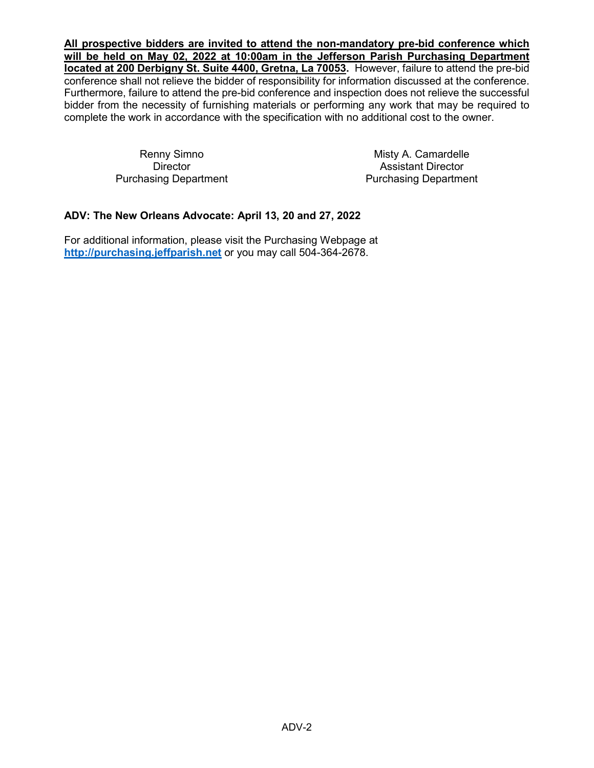**All prospective bidders are invited to attend the non-mandatory pre-bid conference which will be held on May 02, 2022 at 10:00am in the Jefferson Parish Purchasing Department located at 200 Derbigny St. Suite 4400, Gretna, La 70053.** However, failure to attend the pre-bid conference shall not relieve the bidder of responsibility for information discussed at the conference. Furthermore, failure to attend the pre-bid conference and inspection does not relieve the successful bidder from the necessity of furnishing materials or performing any work that may be required to complete the work in accordance with the specification with no additional cost to the owner.

Renny Simno
Director
Purchasing Department

Misty A. Camardelle
Assistant Director
Purchasing Department

**ADV: The New Orleans Advocate: April 13, 20 and 27, 2022**

For additional information, please visit the Purchasing Webpage at **http://purchasing.jeffparish.net** or you may call 504-364-2678.